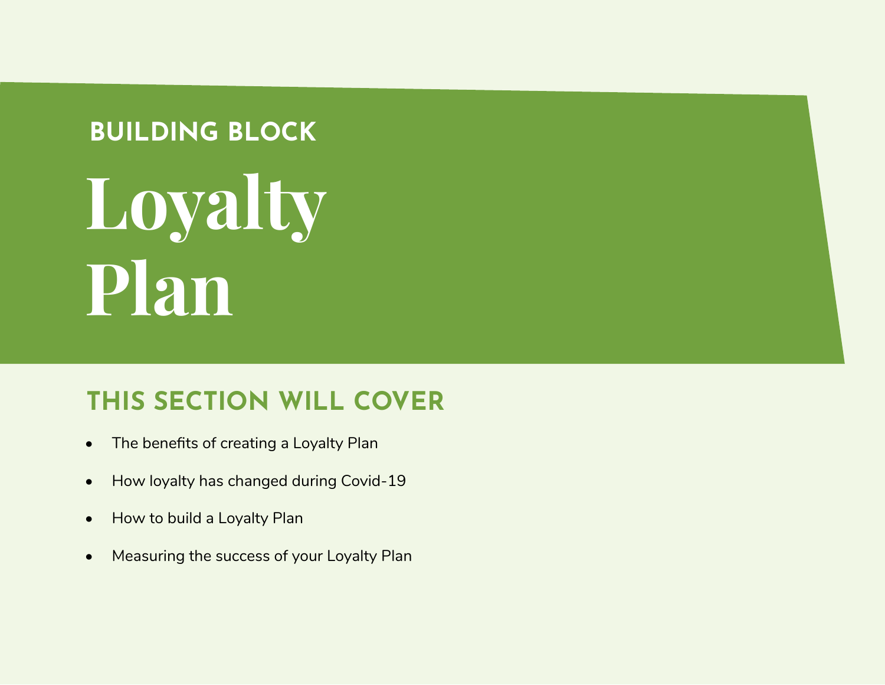## BUILDING BLOCK

# Loyalty Plan

## THIS SECTION WILL COVER

- The benefits of creating a Loyalty Plan
- How loyalty has changed during Covid-19
- How to build a Loyalty Plan
- Measuring the success of your Loyalty Plan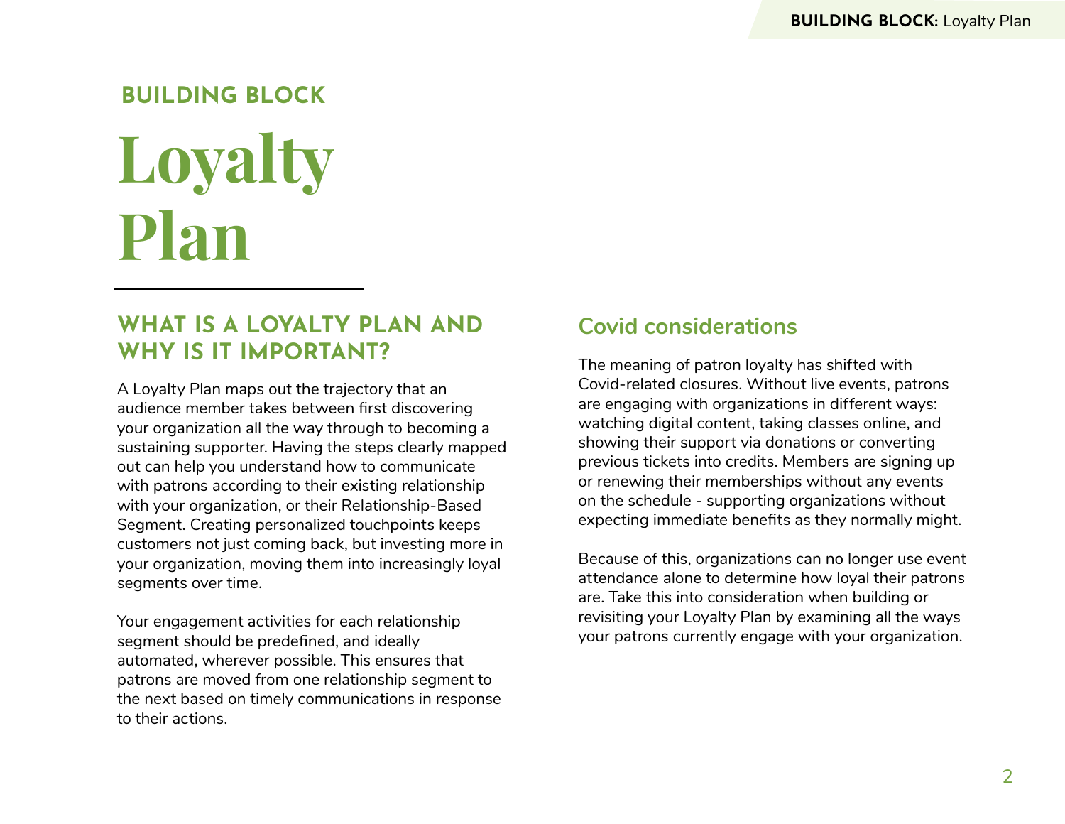BUILDING BLOCK

# Loyalty Plan

## WHAT IS A LOYALTY PLAN AND WHY IS IT IMPORTANT?

A Loyalty Plan maps out the trajectory that an audience member takes between first discovering your organization all the way through to becoming a sustaining supporter. Having the steps clearly mapped out can help you understand how to communicate with patrons according to their existing relationship with your organization, or their Relationship-Based Segment. Creating personalized touchpoints keeps customers not just coming back, but investing more in your organization, moving them into increasingly loyal segments over time.

Your engagement activities for each relationship segment should be predefined, and ideally automated, wherever possible. This ensures that patrons are moved from one relationship segment to the next based on timely communications in response to their actions.

## Covid considerations

The meaning of patron loyalty has shifted with Covid-related closures. Without live events, patrons are engaging with organizations in different ways: watching digital content, taking classes online, and showing their support via donations or converting previous tickets into credits. Members are signing up or renewing their memberships without any events on the schedule - supporting organizations without expecting immediate benefits as they normally might.

Because of this, organizations can no longer use event attendance alone to determine how loyal their patrons are. Take this into consideration when building or revisiting your Loyalty Plan by examining all the ways your patrons currently engage with your organization.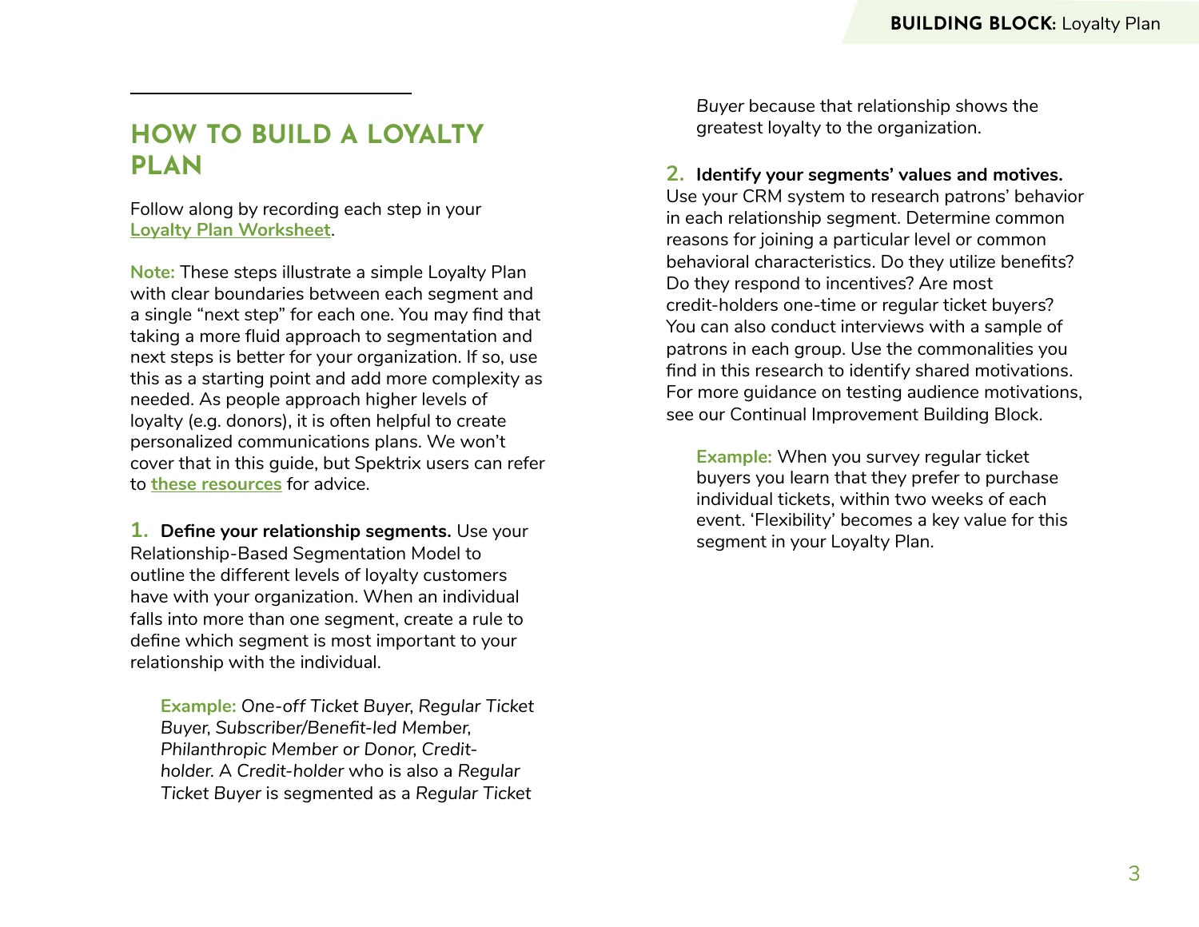## HOW TO BUILD A LOYALTY PLAN

Follow along by recording each step in your [Loyalty Plan Worksheet](#).

**Note:** These steps illustrate a simple Loyalty Plan with clear boundaries between each segment and a single "next step" for each one. You may find that taking a more fluid approach to segmentation and next steps is better for your organization. If so, use this as a starting point and add more complexity as needed. As people approach higher levels of loyalty (e.g. donors), it is often helpful to create personalized communications plans. We won't cover that in this guide, but Spektrix users can refer to [these resources](#) for advice.

**1. Define your relationship segments.** Use your Relationship-Based Segmentation Model to outline the different levels of loyalty customers have with your organization. When an individual falls into more than one segment, create a rule to define which segment is most important to your relationship with the individual.

> **Example:** *One-off Ticket Buyer, Regular Ticket Buyer, Subscriber/Benefit-led Member, Philanthropic Member or Donor, Credit-holder.* A *Credit-holder* who is also a *Regular Ticket Buyer* is segmented as a *Regular Ticket Buyer* because that relationship shows the greatest loyalty to the organization.

**2. Identify your segments' values and motives.** Use your CRM system to research patrons' behavior in each relationship segment. Determine common reasons for joining a particular level or common behavioral characteristics. Do they utilize benefits? Do they respond to incentives? Are most credit-holders one-time or regular ticket buyers? You can also conduct interviews with a sample of patrons in each group. Use the commonalities you find in this research to identify shared motivations. For more guidance on testing audience motivations, see our Continual Improvement Building Block.

> **Example:** When you survey regular ticket buyers you learn that they prefer to purchase individual tickets, within two weeks of each event. 'Flexibility' becomes a key value for this segment in your Loyalty Plan.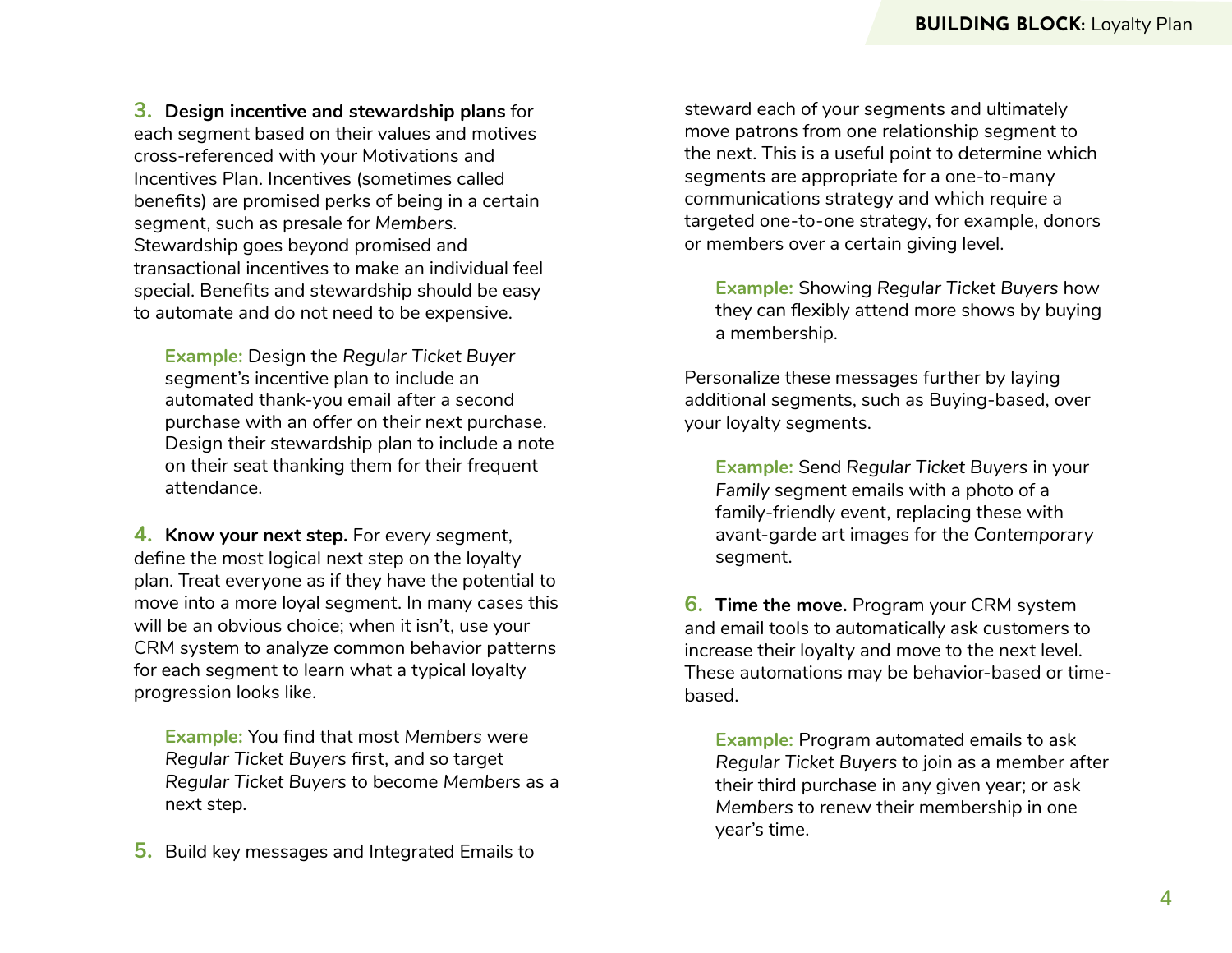3. **Design incentive and stewardship plans** for each segment based on their values and motives cross-referenced with your Motivations and Incentives Plan. Incentives (sometimes called benefits) are promised perks of being in a certain segment, such as presale for *Members*. Stewardship goes beyond promised and transactional incentives to make an individual feel special. Benefits and stewardship should be easy to automate and do not need to be expensive.

   **Example:** Design the *Regular Ticket Buyer* segment's incentive plan to include an automated thank-you email after a second purchase with an offer on their next purchase. Design their stewardship plan to include a note on their seat thanking them for their frequent attendance.

4. **Know your next step.** For every segment, define the most logical next step on the loyalty plan. Treat everyone as if they have the potential to move into a more loyal segment. In many cases this will be an obvious choice; when it isn't, use your CRM system to analyze common behavior patterns for each segment to learn what a typical loyalty progression looks like.

   **Example:** You find that most *Members* were *Regular Ticket Buyers* first, and so target *Regular Ticket Buyers* to become *Members* as a next step.

5. Build key messages and Integrated Emails to steward each of your segments and ultimately move patrons from one relationship segment to the next. This is a useful point to determine which segments are appropriate for a one-to-many communications strategy and which require a targeted one-to-one strategy, for example, donors or members over a certain giving level.

   **Example:** Showing *Regular Ticket Buyers* how they can flexibly attend more shows by buying a membership.

   Personalize these messages further by laying additional segments, such as Buying-based, over your loyalty segments.

   **Example:** Send *Regular Ticket Buyers* in your *Family* segment emails with a photo of a family-friendly event, replacing these with avant-garde art images for the *Contemporary* segment.

6. **Time the move.** Program your CRM system and email tools to automatically ask customers to increase their loyalty and move to the next level. These automations may be behavior-based or time-based.

   **Example:** Program automated emails to ask *Regular Ticket Buyers* to join as a member after their third purchase in any given year; or ask *Members* to renew their membership in one year's time.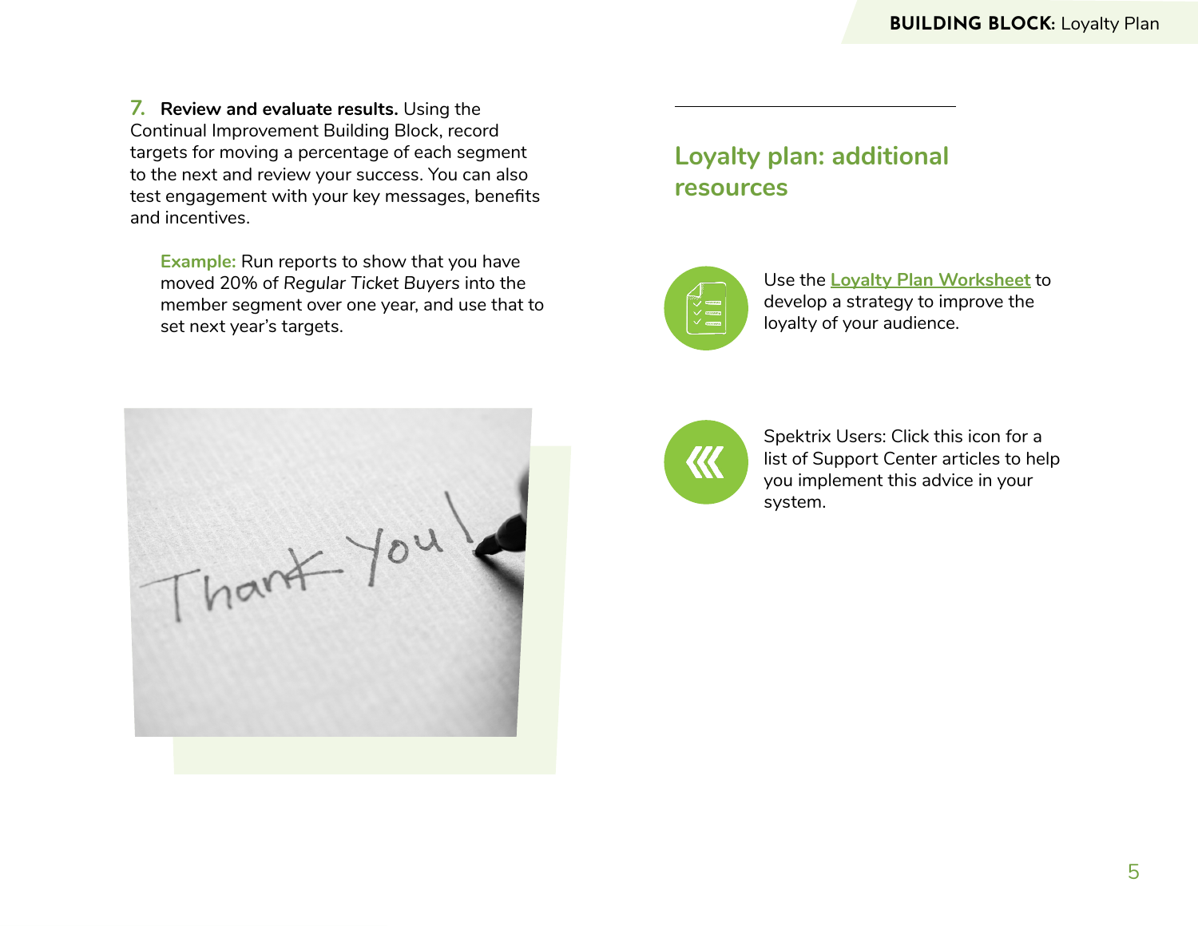7. **Review and evaluate results.** Using the Continual Improvement Building Block, record targets for moving a percentage of each segment to the next and review your success. You can also test engagement with your key messages, benefits and incentives.

> **Example:** Run reports to show that you have moved 20% of *Regular Ticket Buyers* into the member segment over one year, and use that to set next year's targets.

## Loyalty plan: additional resources

Use the Loyalty Plan Worksheet to develop a strategy to improve the loyalty of your audience.

Spektrix Users: Click this icon for a list of Support Center articles to help you implement this advice in your system.